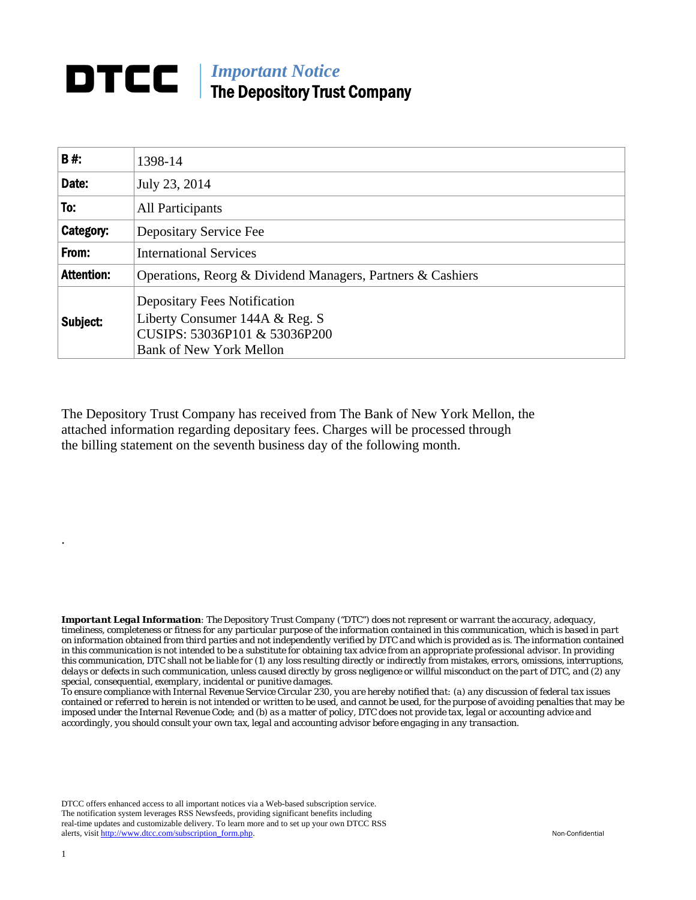# DTCC

***Important Notice***

**The Depository Trust Company**

| | |
|---|---|
| **B #:** | 1398-14 |
| **Date:** | July 23, 2014 |
| **To:** | All Participants |
| **Category:** | Depositary Service Fee |
| **From:** | International Services |
| **Attention:** | Operations, Reorg & Dividend Managers, Partners & Cashiers |
| **Subject:** | Depositary Fees Notification<br>Liberty Consumer 144A & Reg. S<br>CUSIPS: 53036P101 & 53036P200<br>Bank of New York Mellon |

The Depository Trust Company has received from The Bank of New York Mellon, the attached information regarding depositary fees. Charges will be processed through the billing statement on the seventh business day of the following month.

.

***Important Legal Information**: The Depository Trust Company ("DTC") does not represent or warrant the accuracy, adequacy, timeliness, completeness or fitness for any particular purpose of the information contained in this communication, which is based in part on information obtained from third parties and not independently verified by DTC and which is provided as is. The information contained in this communication is not intended to be a substitute for obtaining tax advice from an appropriate professional advisor. In providing this communication, DTC shall not be liable for (1) any loss resulting directly or indirectly from mistakes, errors, omissions, interruptions, delays or defects in such communication, unless caused directly by gross negligence or willful misconduct on the part of DTC, and (2) any special, consequential, exemplary, incidental or punitive damages.*

*To ensure compliance with Internal Revenue Service Circular 230, you are hereby notified that: (a) any discussion of federal tax issues contained or referred to herein is not intended or written to be used, and cannot be used, for the purpose of avoiding penalties that may be imposed under the Internal Revenue Code; and (b) as a matter of policy, DTC does not provide tax, legal or accounting advice and accordingly, you should consult your own tax, legal and accounting advisor before engaging in any transaction.*

DTCC offers enhanced access to all important notices via a Web-based subscription service. The notification system leverages RSS Newsfeeds, providing significant benefits including real-time updates and customizable delivery. To learn more and to set up your own DTCC RSS alerts, visit http://www.dtcc.com/subscription_form.php.

Non-Confidential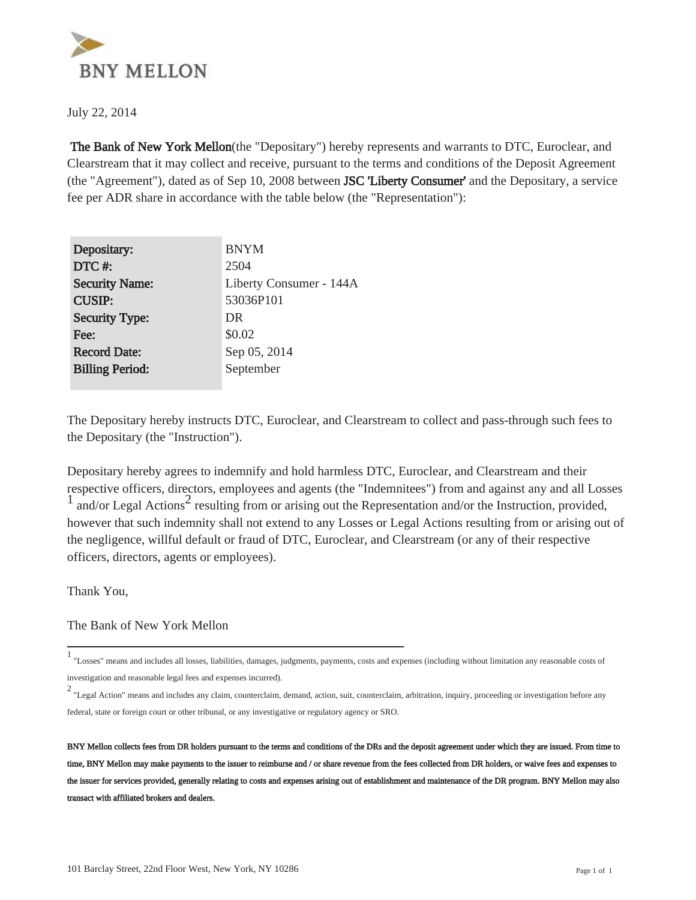BNY MELLON

July 22, 2014

**The Bank of New York Mellon**(the "Depositary") hereby represents and warrants to DTC, Euroclear, and Clearstream that it may collect and receive, pursuant to the terms and conditions of the Deposit Agreement (the "Agreement"), dated as of Sep 10, 2008 between **JSC 'Liberty Consumer'** and the Depositary, a service fee per ADR share in accordance with the table below (the "Representation"):

| | |
|---|---|
| **Depositary:** | BNYM |
| **DTC #:** | 2504 |
| **Security Name:** | Liberty Consumer - 144A |
| **CUSIP:** | 53036P101 |
| **Security Type:** | DR |
| **Fee:** | $0.02 |
| **Record Date:** | Sep 05, 2014 |
| **Billing Period:** | September |

The Depositary hereby instructs DTC, Euroclear, and Clearstream to collect and pass-through such fees to the Depositary (the "Instruction").

Depositary hereby agrees to indemnify and hold harmless DTC, Euroclear, and Clearstream and their respective officers, directors, employees and agents (the "Indemnitees") from and against any and all Losses [1] and/or Legal Actions[2] resulting from or arising out the Representation and/or the Instruction, provided, however that such indemnity shall not extend to any Losses or Legal Actions resulting from or arising out of the negligence, willful default or fraud of DTC, Euroclear, and Clearstream (or any of their respective officers, directors, agents or employees).

Thank You,

The Bank of New York Mellon

---

[1] "Losses" means and includes all losses, liabilities, damages, judgments, payments, costs and expenses (including without limitation any reasonable costs of investigation and reasonable legal fees and expenses incurred).

[2] "Legal Action" means and includes any claim, counterclaim, demand, action, suit, counterclaim, arbitration, inquiry, proceeding or investigation before any federal, state or foreign court or other tribunal, or any investigative or regulatory agency or SRO.

**BNY Mellon collects fees from DR holders pursuant to the terms and conditions of the DRs and the deposit agreement under which they are issued. From time to time, BNY Mellon may make payments to the issuer to reimburse and / or share revenue from the fees collected from DR holders, or waive fees and expenses to the issuer for services provided, generally relating to costs and expenses arising out of establishment and maintenance of the DR program. BNY Mellon may also transact with affiliated brokers and dealers.**

101 Barclay Street, 22nd Floor West, New York, NY 10286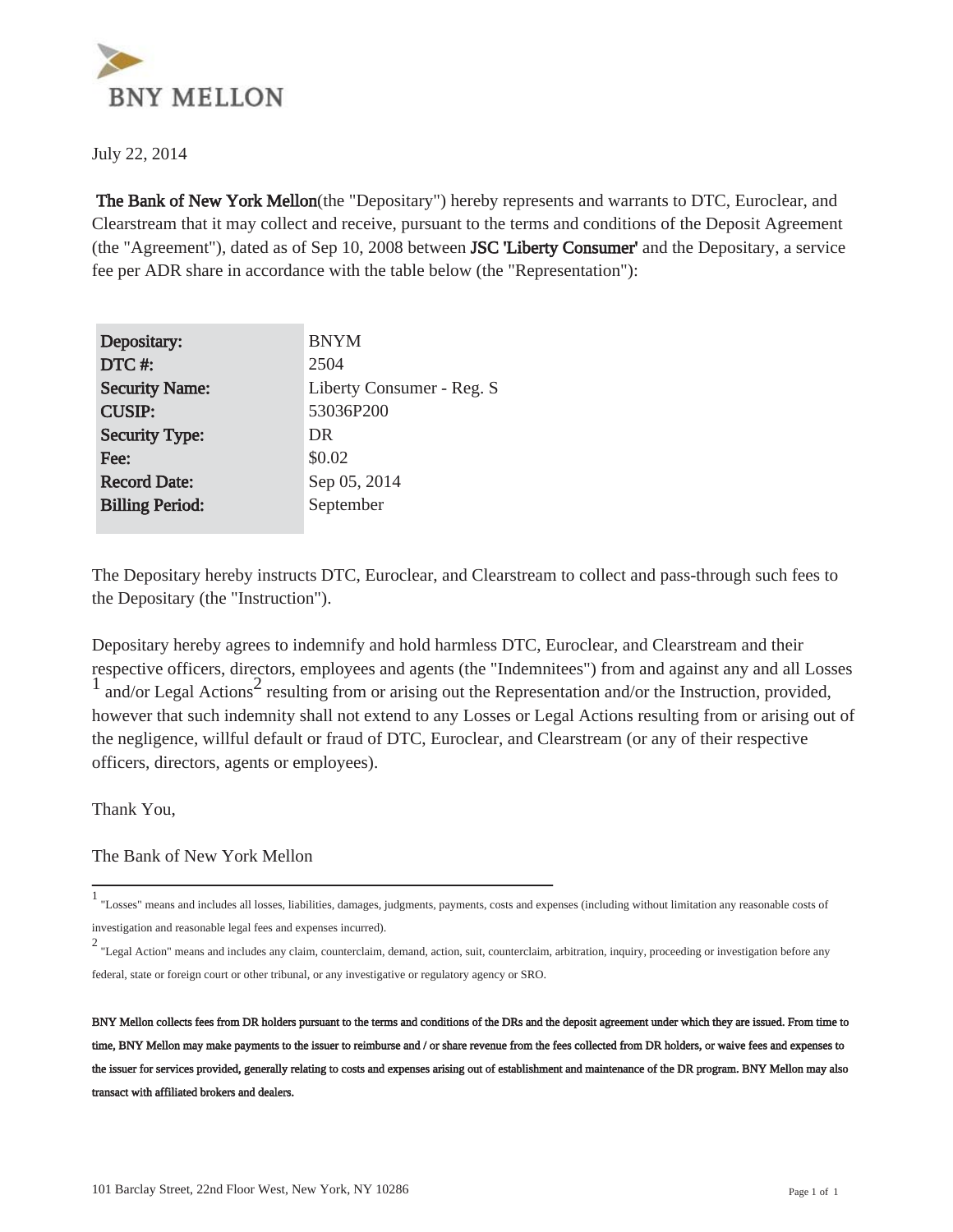**BNY MELLON**

July 22, 2014

**The Bank of New York Mellon**(the "Depositary") hereby represents and warrants to DTC, Euroclear, and Clearstream that it may collect and receive, pursuant to the terms and conditions of the Deposit Agreement (the "Agreement"), dated as of Sep 10, 2008 between **JSC 'Liberty Consumer'** and the Depositary, a service fee per ADR share in accordance with the table below (the "Representation"):

| | |
|---|---|
| **Depositary:** | BNYM |
| **DTC #:** | 2504 |
| **Security Name:** | Liberty Consumer - Reg. S |
| **CUSIP:** | 53036P200 |
| **Security Type:** | DR |
| **Fee:** | $0.02 |
| **Record Date:** | Sep 05, 2014 |
| **Billing Period:** | September |

The Depositary hereby instructs DTC, Euroclear, and Clearstream to collect and pass-through such fees to the Depositary (the "Instruction").

Depositary hereby agrees to indemnify and hold harmless DTC, Euroclear, and Clearstream and their respective officers, directors, employees and agents (the "Indemnitees") from and against any and all Losses [1] and/or Legal Actions[2] resulting from or arising out the Representation and/or the Instruction, provided, however that such indemnity shall not extend to any Losses or Legal Actions resulting from or arising out of the negligence, willful default or fraud of DTC, Euroclear, and Clearstream (or any of their respective officers, directors, agents or employees).

Thank You,

The Bank of New York Mellon

---

[1] "Losses" means and includes all losses, liabilities, damages, judgments, payments, costs and expenses (including without limitation any reasonable costs of investigation and reasonable legal fees and expenses incurred).

[2] "Legal Action" means and includes any claim, counterclaim, demand, action, suit, counterclaim, arbitration, inquiry, proceeding or investigation before any federal, state or foreign court or other tribunal, or any investigative or regulatory agency or SRO.

**BNY Mellon collects fees from DR holders pursuant to the terms and conditions of the DRs and the deposit agreement under which they are issued. From time to time, BNY Mellon may make payments to the issuer to reimburse and / or share revenue from the fees collected from DR holders, or waive fees and expenses to the issuer for services provided, generally relating to costs and expenses arising out of establishment and maintenance of the DR program. BNY Mellon may also transact with affiliated brokers and dealers.**

101 Barclay Street, 22nd Floor West, New York, NY 10286